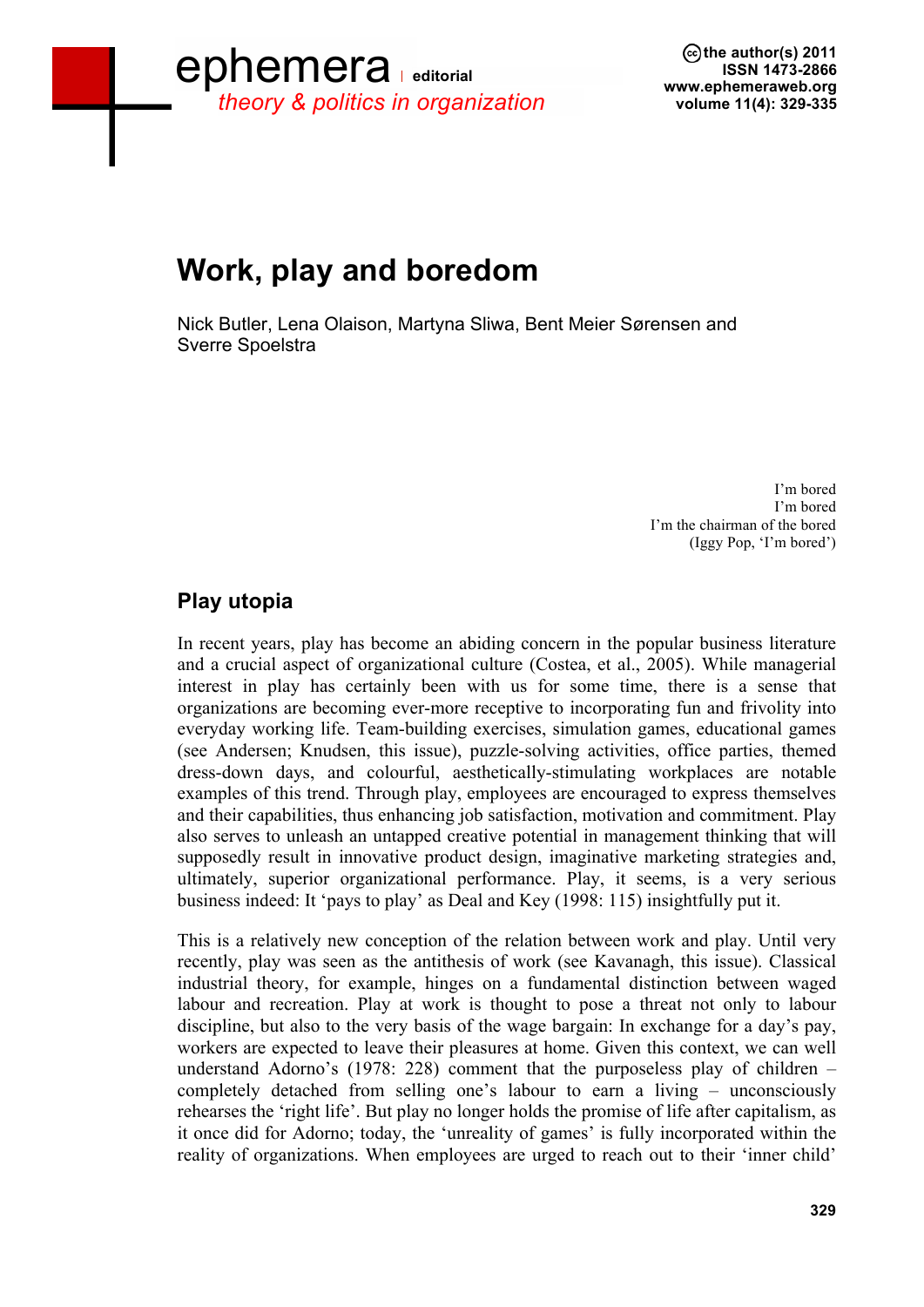# Work, play and boredom

Nick Butler, Lena Olaison, Martyna Sliwa, Bent Meier Sørensen and Sverre Spoelstra

> I'm bored
> I'm bored
> I'm the chairman of the bored
> (Iggy Pop, 'I'm bored')

## Play utopia

In recent years, play has become an abiding concern in the popular business literature and a crucial aspect of organizational culture (Costea, et al., 2005). While managerial interest in play has certainly been with us for some time, there is a sense that organizations are becoming ever-more receptive to incorporating fun and frivolity into everyday working life. Team-building exercises, simulation games, educational games (see Andersen; Knudsen, this issue), puzzle-solving activities, office parties, themed dress-down days, and colourful, aesthetically-stimulating workplaces are notable examples of this trend. Through play, employees are encouraged to express themselves and their capabilities, thus enhancing job satisfaction, motivation and commitment. Play also serves to unleash an untapped creative potential in management thinking that will supposedly result in innovative product design, imaginative marketing strategies and, ultimately, superior organizational performance. Play, it seems, is a very serious business indeed: It 'pays to play' as Deal and Key (1998: 115) insightfully put it.

This is a relatively new conception of the relation between work and play. Until very recently, play was seen as the antithesis of work (see Kavanagh, this issue). Classical industrial theory, for example, hinges on a fundamental distinction between waged labour and recreation. Play at work is thought to pose a threat not only to labour discipline, but also to the very basis of the wage bargain: In exchange for a day's pay, workers are expected to leave their pleasures at home. Given this context, we can well understand Adorno's (1978: 228) comment that the purposeless play of children – completely detached from selling one's labour to earn a living – unconsciously rehearses the 'right life'. But play no longer holds the promise of life after capitalism, as it once did for Adorno; today, the 'unreality of games' is fully incorporated within the reality of organizations. When employees are urged to reach out to their 'inner child'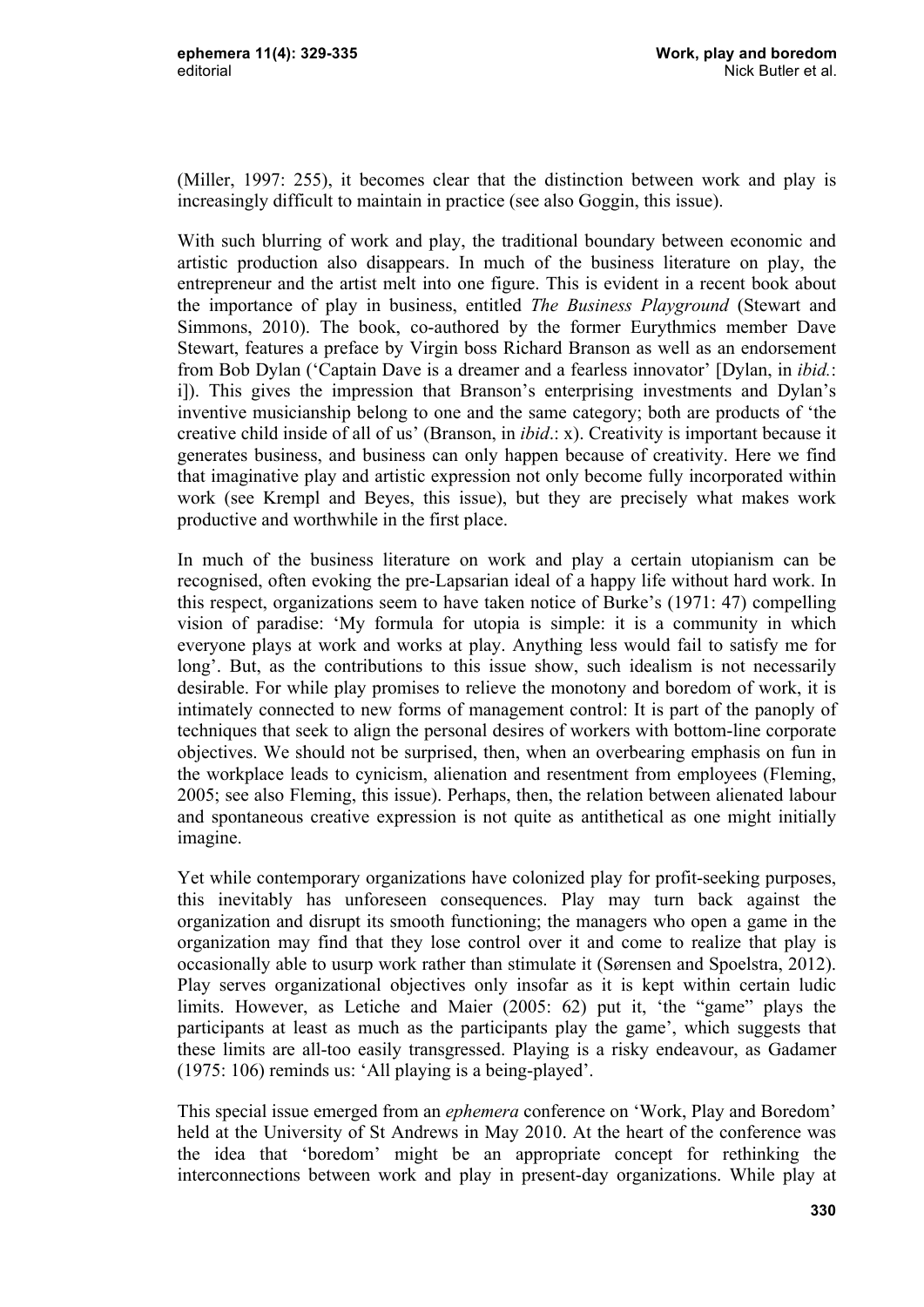(Miller, 1997: 255), it becomes clear that the distinction between work and play is increasingly difficult to maintain in practice (see also Goggin, this issue).

With such blurring of work and play, the traditional boundary between economic and artistic production also disappears. In much of the business literature on play, the entrepreneur and the artist melt into one figure. This is evident in a recent book about the importance of play in business, entitled *The Business Playground* (Stewart and Simmons, 2010). The book, co-authored by the former Eurythmics member Dave Stewart, features a preface by Virgin boss Richard Branson as well as an endorsement from Bob Dylan ('Captain Dave is a dreamer and a fearless innovator' [Dylan, in *ibid.*: i]). This gives the impression that Branson's enterprising investments and Dylan's inventive musicianship belong to one and the same category; both are products of 'the creative child inside of all of us' (Branson, in *ibid*.: x). Creativity is important because it generates business, and business can only happen because of creativity. Here we find that imaginative play and artistic expression not only become fully incorporated within work (see Krempl and Beyes, this issue), but they are precisely what makes work productive and worthwhile in the first place.

In much of the business literature on work and play a certain utopianism can be recognised, often evoking the pre-Lapsarian ideal of a happy life without hard work. In this respect, organizations seem to have taken notice of Burke's (1971: 47) compelling vision of paradise: 'My formula for utopia is simple: it is a community in which everyone plays at work and works at play. Anything less would fail to satisfy me for long'. But, as the contributions to this issue show, such idealism is not necessarily desirable. For while play promises to relieve the monotony and boredom of work, it is intimately connected to new forms of management control: It is part of the panoply of techniques that seek to align the personal desires of workers with bottom-line corporate objectives. We should not be surprised, then, when an overbearing emphasis on fun in the workplace leads to cynicism, alienation and resentment from employees (Fleming, 2005; see also Fleming, this issue). Perhaps, then, the relation between alienated labour and spontaneous creative expression is not quite as antithetical as one might initially imagine.

Yet while contemporary organizations have colonized play for profit-seeking purposes, this inevitably has unforeseen consequences. Play may turn back against the organization and disrupt its smooth functioning; the managers who open a game in the organization may find that they lose control over it and come to realize that play is occasionally able to usurp work rather than stimulate it (Sørensen and Spoelstra, 2012). Play serves organizational objectives only insofar as it is kept within certain ludic limits. However, as Letiche and Maier (2005: 62) put it, 'the "game" plays the participants at least as much as the participants play the game', which suggests that these limits are all-too easily transgressed. Playing is a risky endeavour, as Gadamer (1975: 106) reminds us: 'All playing is a being-played'.

This special issue emerged from an *ephemera* conference on 'Work, Play and Boredom' held at the University of St Andrews in May 2010. At the heart of the conference was the idea that 'boredom' might be an appropriate concept for rethinking the interconnections between work and play in present-day organizations. While play at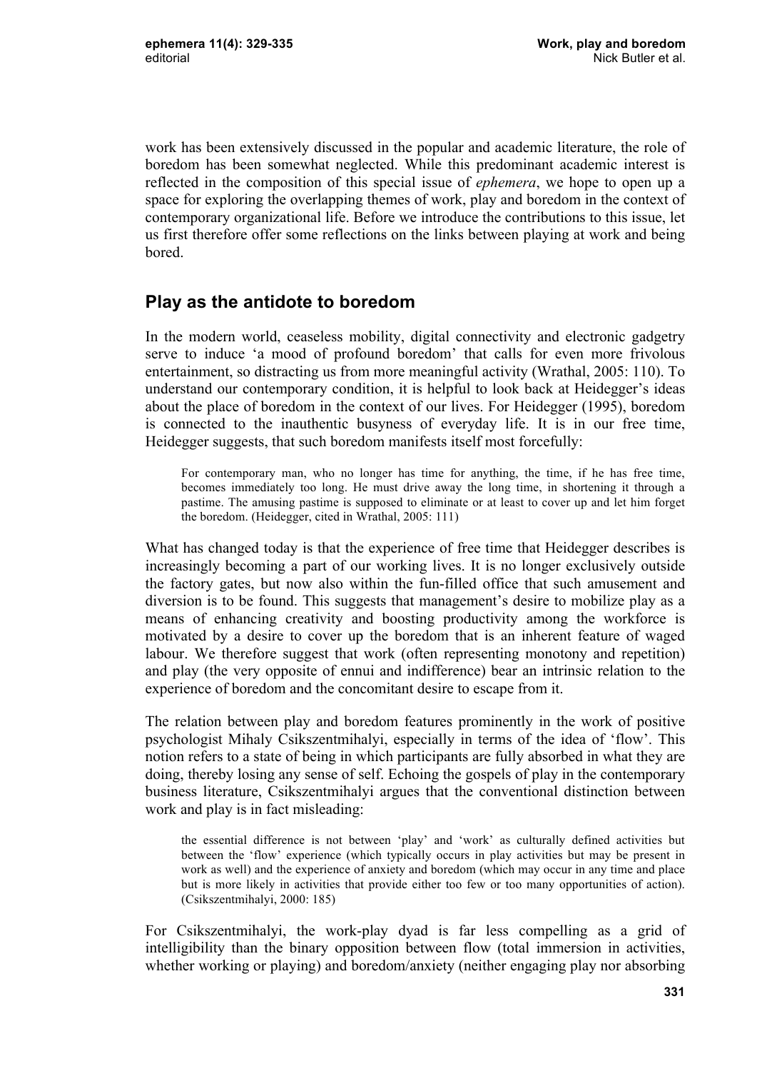work has been extensively discussed in the popular and academic literature, the role of boredom has been somewhat neglected. While this predominant academic interest is reflected in the composition of this special issue of *ephemera*, we hope to open up a space for exploring the overlapping themes of work, play and boredom in the context of contemporary organizational life. Before we introduce the contributions to this issue, let us first therefore offer some reflections on the links between playing at work and being bored.

## Play as the antidote to boredom

In the modern world, ceaseless mobility, digital connectivity and electronic gadgetry serve to induce 'a mood of profound boredom' that calls for even more frivolous entertainment, so distracting us from more meaningful activity (Wrathal, 2005: 110). To understand our contemporary condition, it is helpful to look back at Heidegger's ideas about the place of boredom in the context of our lives. For Heidegger (1995), boredom is connected to the inauthentic busyness of everyday life. It is in our free time, Heidegger suggests, that such boredom manifests itself most forcefully:

> For contemporary man, who no longer has time for anything, the time, if he has free time, becomes immediately too long. He must drive away the long time, in shortening it through a pastime. The amusing pastime is supposed to eliminate or at least to cover up and let him forget the boredom. (Heidegger, cited in Wrathal, 2005: 111)

What has changed today is that the experience of free time that Heidegger describes is increasingly becoming a part of our working lives. It is no longer exclusively outside the factory gates, but now also within the fun-filled office that such amusement and diversion is to be found. This suggests that management's desire to mobilize play as a means of enhancing creativity and boosting productivity among the workforce is motivated by a desire to cover up the boredom that is an inherent feature of waged labour. We therefore suggest that work (often representing monotony and repetition) and play (the very opposite of ennui and indifference) bear an intrinsic relation to the experience of boredom and the concomitant desire to escape from it.

The relation between play and boredom features prominently in the work of positive psychologist Mihaly Csikszentmihalyi, especially in terms of the idea of 'flow'. This notion refers to a state of being in which participants are fully absorbed in what they are doing, thereby losing any sense of self. Echoing the gospels of play in the contemporary business literature, Csikszentmihalyi argues that the conventional distinction between work and play is in fact misleading:

> the essential difference is not between 'play' and 'work' as culturally defined activities but between the 'flow' experience (which typically occurs in play activities but may be present in work as well) and the experience of anxiety and boredom (which may occur in any time and place but is more likely in activities that provide either too few or too many opportunities of action). (Csikszentmihalyi, 2000: 185)

For Csikszentmihalyi, the work-play dyad is far less compelling as a grid of intelligibility than the binary opposition between flow (total immersion in activities, whether working or playing) and boredom/anxiety (neither engaging play nor absorbing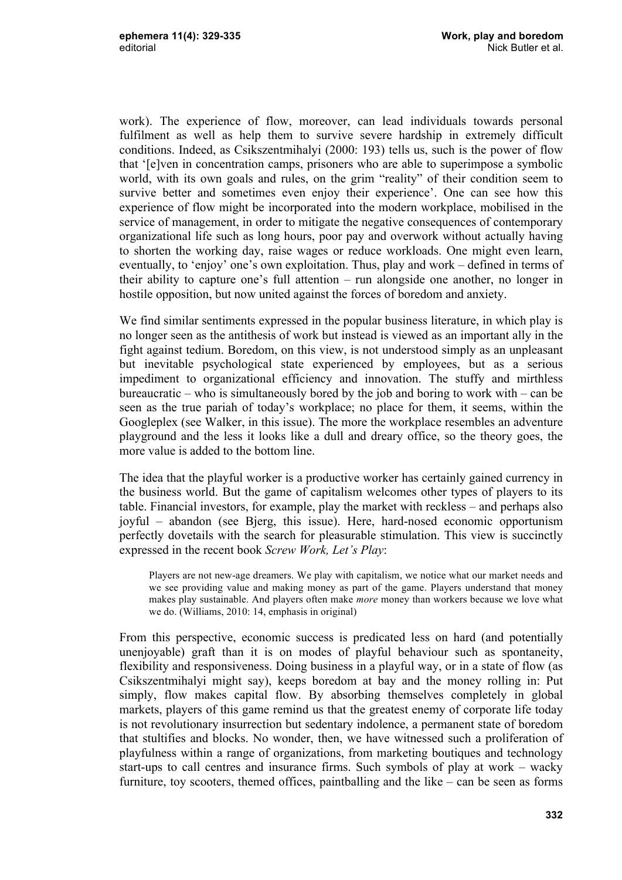work). The experience of flow, moreover, can lead individuals towards personal fulfilment as well as help them to survive severe hardship in extremely difficult conditions. Indeed, as Csikszentmihalyi (2000: 193) tells us, such is the power of flow that '[e]ven in concentration camps, prisoners who are able to superimpose a symbolic world, with its own goals and rules, on the grim "reality" of their condition seem to survive better and sometimes even enjoy their experience'. One can see how this experience of flow might be incorporated into the modern workplace, mobilised in the service of management, in order to mitigate the negative consequences of contemporary organizational life such as long hours, poor pay and overwork without actually having to shorten the working day, raise wages or reduce workloads. One might even learn, eventually, to 'enjoy' one's own exploitation. Thus, play and work – defined in terms of their ability to capture one's full attention – run alongside one another, no longer in hostile opposition, but now united against the forces of boredom and anxiety.

We find similar sentiments expressed in the popular business literature, in which play is no longer seen as the antithesis of work but instead is viewed as an important ally in the fight against tedium. Boredom, on this view, is not understood simply as an unpleasant but inevitable psychological state experienced by employees, but as a serious impediment to organizational efficiency and innovation. The stuffy and mirthless bureaucratic – who is simultaneously bored by the job and boring to work with – can be seen as the true pariah of today's workplace; no place for them, it seems, within the Googleplex (see Walker, in this issue). The more the workplace resembles an adventure playground and the less it looks like a dull and dreary office, so the theory goes, the more value is added to the bottom line.

The idea that the playful worker is a productive worker has certainly gained currency in the business world. But the game of capitalism welcomes other types of players to its table. Financial investors, for example, play the market with reckless – and perhaps also joyful – abandon (see Bjerg, this issue). Here, hard-nosed economic opportunism perfectly dovetails with the search for pleasurable stimulation. This view is succinctly expressed in the recent book *Screw Work, Let's Play*:

> Players are not new-age dreamers. We play with capitalism, we notice what our market needs and we see providing value and making money as part of the game. Players understand that money makes play sustainable. And players often make *more* money than workers because we love what we do. (Williams, 2010: 14, emphasis in original)

From this perspective, economic success is predicated less on hard (and potentially unenjoyable) graft than it is on modes of playful behaviour such as spontaneity, flexibility and responsiveness. Doing business in a playful way, or in a state of flow (as Csikszentmihalyi might say), keeps boredom at bay and the money rolling in: Put simply, flow makes capital flow. By absorbing themselves completely in global markets, players of this game remind us that the greatest enemy of corporate life today is not revolutionary insurrection but sedentary indolence, a permanent state of boredom that stultifies and blocks. No wonder, then, we have witnessed such a proliferation of playfulness within a range of organizations, from marketing boutiques and technology start-ups to call centres and insurance firms. Such symbols of play at work – wacky furniture, toy scooters, themed offices, paintballing and the like – can be seen as forms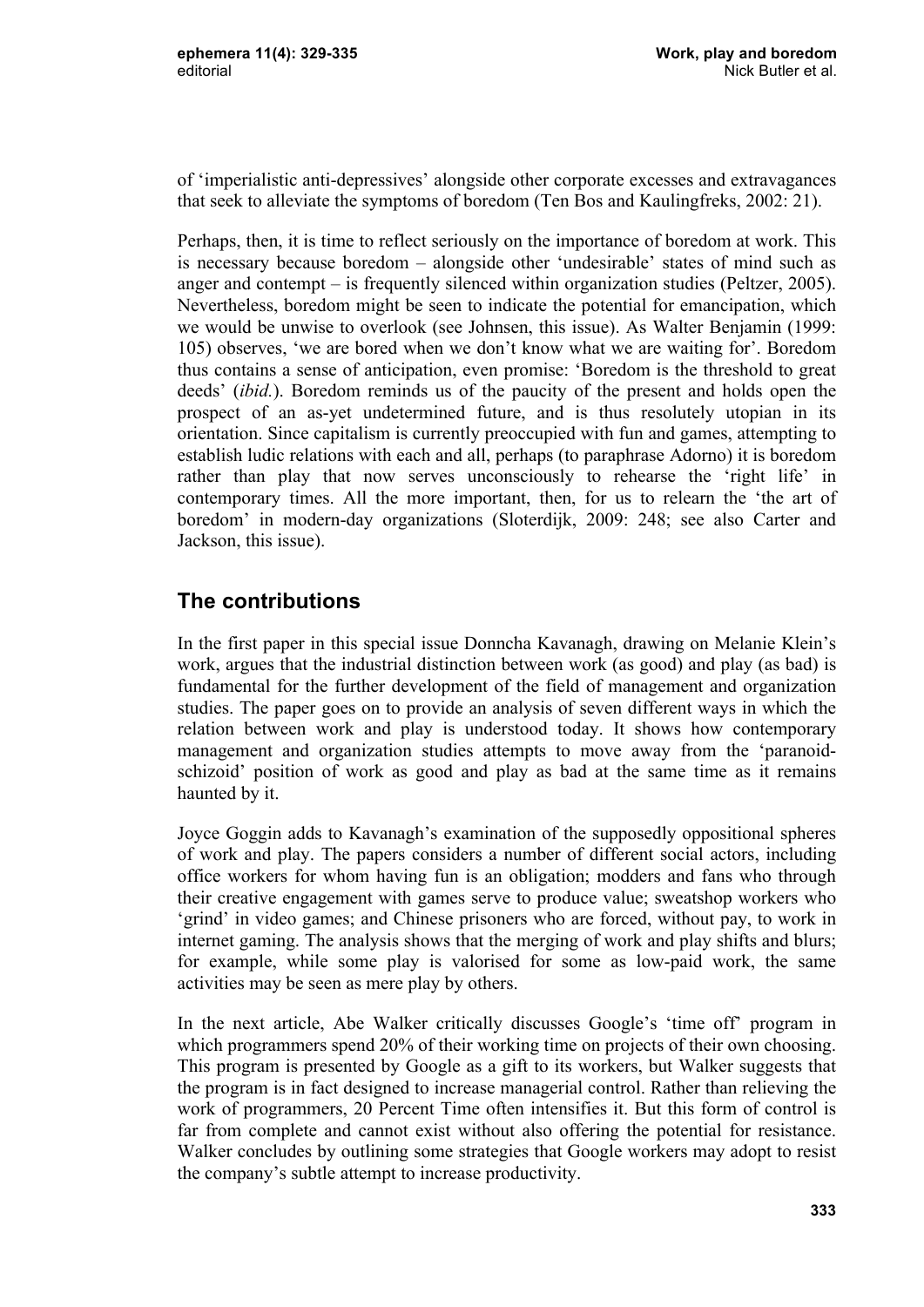of 'imperialistic anti-depressives' alongside other corporate excesses and extravagances that seek to alleviate the symptoms of boredom (Ten Bos and Kaulingfreks, 2002: 21).

Perhaps, then, it is time to reflect seriously on the importance of boredom at work. This is necessary because boredom – alongside other 'undesirable' states of mind such as anger and contempt – is frequently silenced within organization studies (Peltzer, 2005). Nevertheless, boredom might be seen to indicate the potential for emancipation, which we would be unwise to overlook (see Johnsen, this issue). As Walter Benjamin (1999: 105) observes, 'we are bored when we don't know what we are waiting for'. Boredom thus contains a sense of anticipation, even promise: 'Boredom is the threshold to great deeds' (*ibid.*). Boredom reminds us of the paucity of the present and holds open the prospect of an as-yet undetermined future, and is thus resolutely utopian in its orientation. Since capitalism is currently preoccupied with fun and games, attempting to establish ludic relations with each and all, perhaps (to paraphrase Adorno) it is boredom rather than play that now serves unconsciously to rehearse the 'right life' in contemporary times. All the more important, then, for us to relearn the 'the art of boredom' in modern-day organizations (Sloterdijk, 2009: 248; see also Carter and Jackson, this issue).

## The contributions

In the first paper in this special issue Donncha Kavanagh, drawing on Melanie Klein's work, argues that the industrial distinction between work (as good) and play (as bad) is fundamental for the further development of the field of management and organization studies. The paper goes on to provide an analysis of seven different ways in which the relation between work and play is understood today. It shows how contemporary management and organization studies attempts to move away from the 'paranoid-schizoid' position of work as good and play as bad at the same time as it remains haunted by it.

Joyce Goggin adds to Kavanagh's examination of the supposedly oppositional spheres of work and play. The papers considers a number of different social actors, including office workers for whom having fun is an obligation; modders and fans who through their creative engagement with games serve to produce value; sweatshop workers who 'grind' in video games; and Chinese prisoners who are forced, without pay, to work in internet gaming. The analysis shows that the merging of work and play shifts and blurs; for example, while some play is valorised for some as low-paid work, the same activities may be seen as mere play by others.

In the next article, Abe Walker critically discusses Google's 'time off' program in which programmers spend 20% of their working time on projects of their own choosing. This program is presented by Google as a gift to its workers, but Walker suggests that the program is in fact designed to increase managerial control. Rather than relieving the work of programmers, 20 Percent Time often intensifies it. But this form of control is far from complete and cannot exist without also offering the potential for resistance. Walker concludes by outlining some strategies that Google workers may adopt to resist the company's subtle attempt to increase productivity.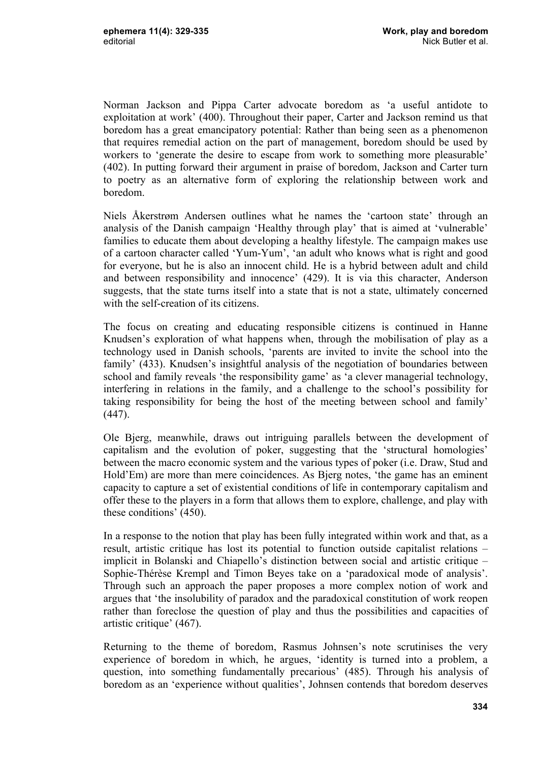Norman Jackson and Pippa Carter advocate boredom as 'a useful antidote to exploitation at work' (400). Throughout their paper, Carter and Jackson remind us that boredom has a great emancipatory potential: Rather than being seen as a phenomenon that requires remedial action on the part of management, boredom should be used by workers to 'generate the desire to escape from work to something more pleasurable' (402). In putting forward their argument in praise of boredom, Jackson and Carter turn to poetry as an alternative form of exploring the relationship between work and boredom.

Niels Åkerstrøm Andersen outlines what he names the 'cartoon state' through an analysis of the Danish campaign 'Healthy through play' that is aimed at 'vulnerable' families to educate them about developing a healthy lifestyle. The campaign makes use of a cartoon character called 'Yum-Yum', 'an adult who knows what is right and good for everyone, but he is also an innocent child. He is a hybrid between adult and child and between responsibility and innocence' (429). It is via this character, Anderson suggests, that the state turns itself into a state that is not a state, ultimately concerned with the self-creation of its citizens.

The focus on creating and educating responsible citizens is continued in Hanne Knudsen's exploration of what happens when, through the mobilisation of play as a technology used in Danish schools, 'parents are invited to invite the school into the family' (433). Knudsen's insightful analysis of the negotiation of boundaries between school and family reveals 'the responsibility game' as 'a clever managerial technology, interfering in relations in the family, and a challenge to the school's possibility for taking responsibility for being the host of the meeting between school and family' (447).

Ole Bjerg, meanwhile, draws out intriguing parallels between the development of capitalism and the evolution of poker, suggesting that the 'structural homologies' between the macro economic system and the various types of poker (i.e. Draw, Stud and Hold'Em) are more than mere coincidences. As Bjerg notes, 'the game has an eminent capacity to capture a set of existential conditions of life in contemporary capitalism and offer these to the players in a form that allows them to explore, challenge, and play with these conditions' (450).

In a response to the notion that play has been fully integrated within work and that, as a result, artistic critique has lost its potential to function outside capitalist relations – implicit in Bolanski and Chiapello's distinction between social and artistic critique – Sophie-Thérèse Krempl and Timon Beyes take on a 'paradoxical mode of analysis'. Through such an approach the paper proposes a more complex notion of work and argues that 'the insolubility of paradox and the paradoxical constitution of work reopen rather than foreclose the question of play and thus the possibilities and capacities of artistic critique' (467).

Returning to the theme of boredom, Rasmus Johnsen's note scrutinises the very experience of boredom in which, he argues, 'identity is turned into a problem, a question, into something fundamentally precarious' (485). Through his analysis of boredom as an 'experience without qualities', Johnsen contends that boredom deserves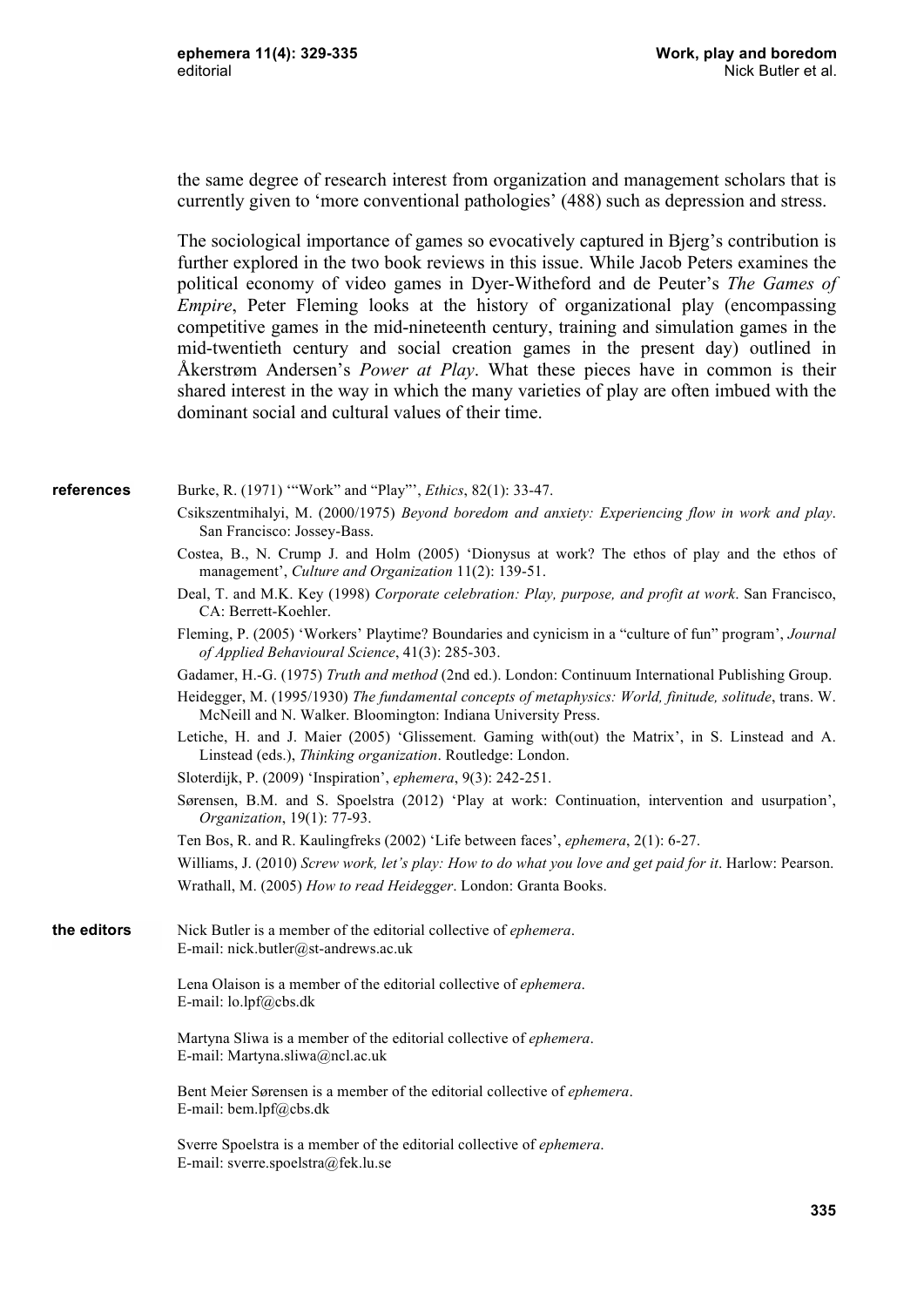the same degree of research interest from organization and management scholars that is currently given to 'more conventional pathologies' (488) such as depression and stress.

The sociological importance of games so evocatively captured in Bjerg's contribution is further explored in the two book reviews in this issue. While Jacob Peters examines the political economy of video games in Dyer-Witheford and de Peuter's *The Games of Empire*, Peter Fleming looks at the history of organizational play (encompassing competitive games in the mid-nineteenth century, training and simulation games in the mid-twentieth century and social creation games in the present day) outlined in Åkerstrøm Andersen's *Power at Play*. What these pieces have in common is their shared interest in the way in which the many varieties of play are often imbued with the dominant social and cultural values of their time.

## references

Burke, R. (1971) '"Work" and "Play"', *Ethics*, 82(1): 33-47.

Csikszentmihalyi, M. (2000/1975) *Beyond boredom and anxiety: Experiencing flow in work and play*. San Francisco: Jossey-Bass.

Costea, B., N. Crump J. and Holm (2005) 'Dionysus at work? The ethos of play and the ethos of management', *Culture and Organization* 11(2): 139-51.

Deal, T. and M.K. Key (1998) *Corporate celebration: Play, purpose, and profit at work*. San Francisco, CA: Berrett-Koehler.

Fleming, P. (2005) 'Workers' Playtime? Boundaries and cynicism in a "culture of fun" program', *Journal of Applied Behavioural Science*, 41(3): 285-303.

Gadamer, H.-G. (1975) *Truth and method* (2nd ed.). London: Continuum International Publishing Group.

Heidegger, M. (1995/1930) *The fundamental concepts of metaphysics: World, finitude, solitude*, trans. W. McNeill and N. Walker. Bloomington: Indiana University Press.

Letiche, H. and J. Maier (2005) 'Glissement. Gaming with(out) the Matrix', in S. Linstead and A. Linstead (eds.), *Thinking organization*. Routledge: London.

Sloterdijk, P. (2009) 'Inspiration', *ephemera*, 9(3): 242-251.

Sørensen, B.M. and S. Spoelstra (2012) 'Play at work: Continuation, intervention and usurpation', *Organization*, 19(1): 77-93.

Ten Bos, R. and R. Kaulingfreks (2002) 'Life between faces', *ephemera*, 2(1): 6-27.

Williams, J. (2010) *Screw work, let's play: How to do what you love and get paid for it*. Harlow: Pearson.

Wrathall, M. (2005) *How to read Heidegger*. London: Granta Books.

## the editors

Nick Butler is a member of the editorial collective of *ephemera*.
E-mail: nick.butler@st-andrews.ac.uk

Lena Olaison is a member of the editorial collective of *ephemera*.
E-mail: lo.lpf@cbs.dk

Martyna Sliwa is a member of the editorial collective of *ephemera*.
E-mail: Martyna.sliwa@ncl.ac.uk

Bent Meier Sørensen is a member of the editorial collective of *ephemera*.
E-mail: bem.lpf@cbs.dk

Sverre Spoelstra is a member of the editorial collective of *ephemera*.
E-mail: sverre.spoelstra@fek.lu.se